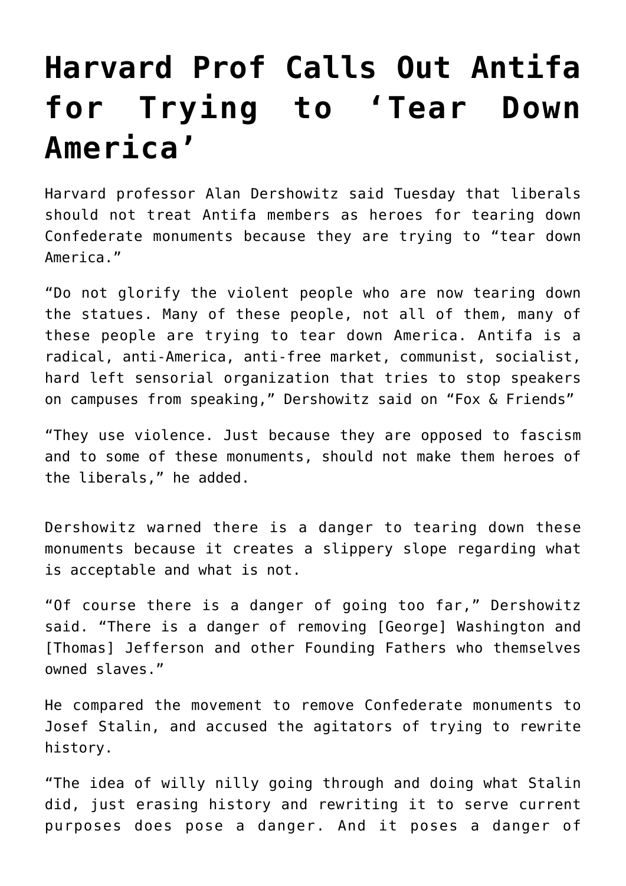# Harvard Prof Calls Out Antifa for Trying to 'Tear Down America'

Harvard professor Alan Dershowitz said Tuesday that liberals should not treat Antifa members as heroes for tearing down Confederate monuments because they are trying to "tear down America."

"Do not glorify the violent people who are now tearing down the statues. Many of these people, not all of them, many of these people are trying to tear down America. Antifa is a radical, anti-America, anti-free market, communist, socialist, hard left sensorial organization that tries to stop speakers on campuses from speaking," Dershowitz said on "Fox & Friends"

"They use violence. Just because they are opposed to fascism and to some of these monuments, should not make them heroes of the liberals," he added.

Dershowitz warned there is a danger to tearing down these monuments because it creates a slippery slope regarding what is acceptable and what is not.

"Of course there is a danger of going too far," Dershowitz said. "There is a danger of removing [George] Washington and [Thomas] Jefferson and other Founding Fathers who themselves owned slaves."

He compared the movement to remove Confederate monuments to Josef Stalin, and accused the agitators of trying to rewrite history.

"The idea of willy nilly going through and doing what Stalin did, just erasing history and rewriting it to serve current purposes does pose a danger. And it poses a danger of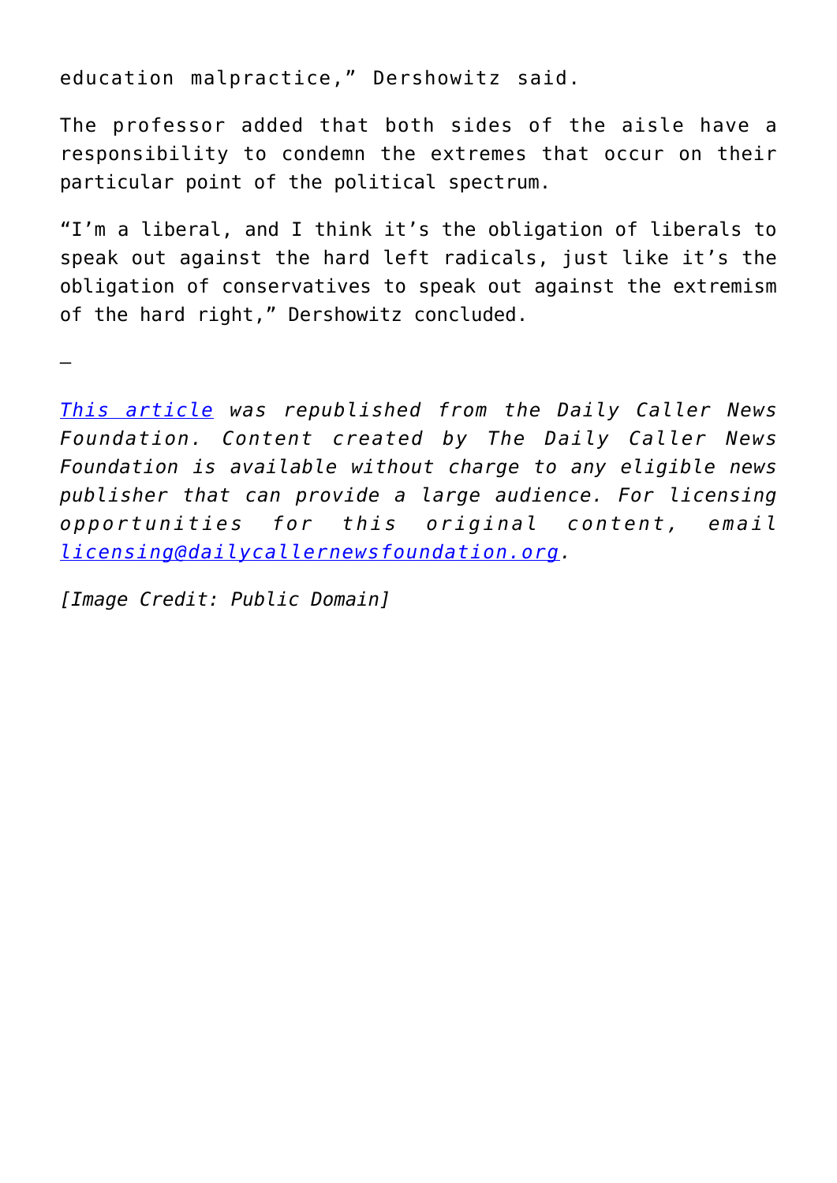education malpractice," Dershowitz said.

The professor added that both sides of the aisle have a responsibility to condemn the extremes that occur on their particular point of the political spectrum.

"I'm a liberal, and I think it's the obligation of liberals to speak out against the hard left radicals, just like it's the obligation of conservatives to speak out against the extremism of the hard right," Dershowitz concluded.

—

*This article was republished from the Daily Caller News Foundation. Content created by The Daily Caller News Foundation is available without charge to any eligible news publisher that can provide a large audience. For licensing opportunities for this original content, email licensing@dailycallernewsfoundation.org.*

*[Image Credit: Public Domain]*